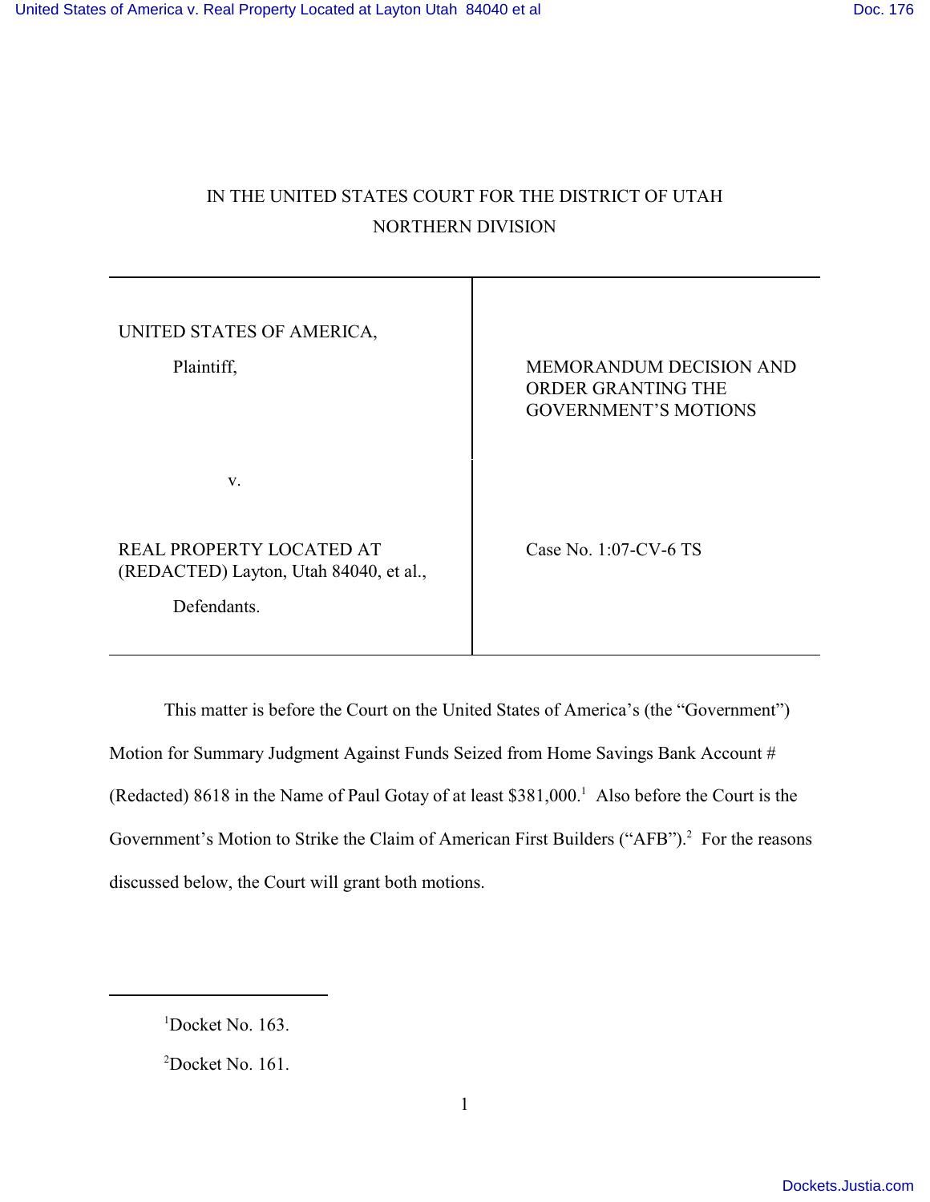IN THE UNITED STATES COURT FOR THE DISTRICT OF UTAH

NORTHERN DIVISION

| | |
|---|---|
| UNITED STATES OF AMERICA,<br><br>Plaintiff, | MEMORANDUM DECISION AND ORDER GRANTING THE GOVERNMENT'S MOTIONS |
| v. | |
| REAL PROPERTY LOCATED AT (REDACTED) Layton, Utah 84040, et al.,<br><br>Defendants. | Case No. 1:07-CV-6 TS |

This matter is before the Court on the United States of America's (the "Government") Motion for Summary Judgment Against Funds Seized from Home Savings Bank Account # (Redacted) 8618 in the Name of Paul Gotay of at least $381,000.[1] Also before the Court is the Government's Motion to Strike the Claim of American First Builders ("AFB").[2] For the reasons discussed below, the Court will grant both motions.

[1] Docket No. 163.

[2] Docket No. 161.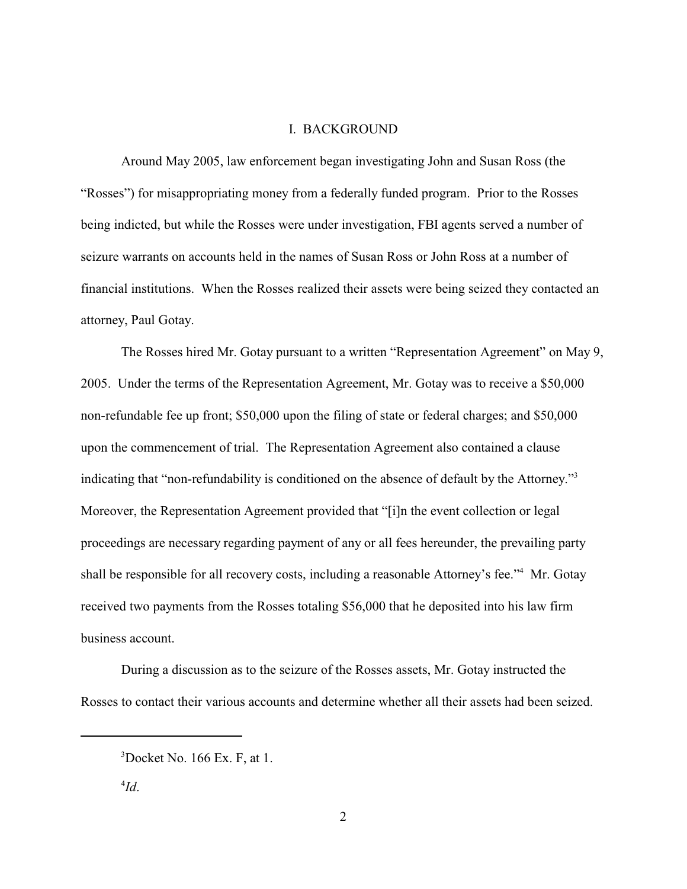## I. BACKGROUND

Around May 2005, law enforcement began investigating John and Susan Ross (the "Rosses") for misappropriating money from a federally funded program. Prior to the Rosses being indicted, but while the Rosses were under investigation, FBI agents served a number of seizure warrants on accounts held in the names of Susan Ross or John Ross at a number of financial institutions. When the Rosses realized their assets were being seized they contacted an attorney, Paul Gotay.

The Rosses hired Mr. Gotay pursuant to a written "Representation Agreement" on May 9, 2005. Under the terms of the Representation Agreement, Mr. Gotay was to receive a $50,000 non-refundable fee up front; $50,000 upon the filing of state or federal charges; and $50,000 upon the commencement of trial. The Representation Agreement also contained a clause indicating that "non-refundability is conditioned on the absence of default by the Attorney."[3] Moreover, the Representation Agreement provided that "[i]n the event collection or legal proceedings are necessary regarding payment of any or all fees hereunder, the prevailing party shall be responsible for all recovery costs, including a reasonable Attorney's fee."[4] Mr. Gotay received two payments from the Rosses totaling $56,000 that he deposited into his law firm business account.

During a discussion as to the seizure of the Rosses assets, Mr. Gotay instructed the Rosses to contact their various accounts and determine whether all their assets had been seized.

---

[3] Docket No. 166 Ex. F, at 1.

[4] *Id*.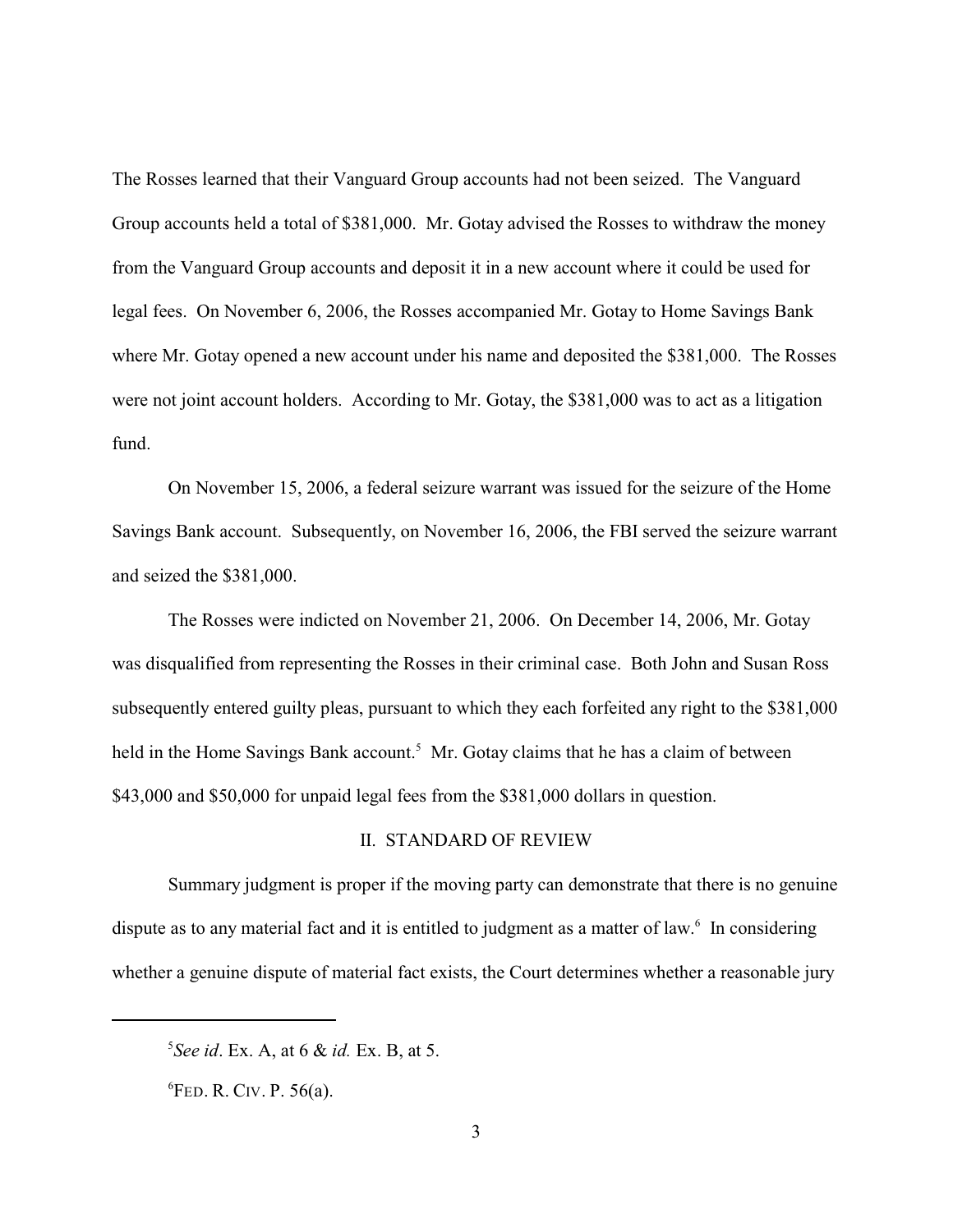The Rosses learned that their Vanguard Group accounts had not been seized. The Vanguard Group accounts held a total of $381,000. Mr. Gotay advised the Rosses to withdraw the money from the Vanguard Group accounts and deposit it in a new account where it could be used for legal fees. On November 6, 2006, the Rosses accompanied Mr. Gotay to Home Savings Bank where Mr. Gotay opened a new account under his name and deposited the $381,000. The Rosses were not joint account holders. According to Mr. Gotay, the $381,000 was to act as a litigation fund.

On November 15, 2006, a federal seizure warrant was issued for the seizure of the Home Savings Bank account. Subsequently, on November 16, 2006, the FBI served the seizure warrant and seized the $381,000.

The Rosses were indicted on November 21, 2006. On December 14, 2006, Mr. Gotay was disqualified from representing the Rosses in their criminal case. Both John and Susan Ross subsequently entered guilty pleas, pursuant to which they each forfeited any right to the $381,000 held in the Home Savings Bank account.[5] Mr. Gotay claims that he has a claim of between $43,000 and $50,000 for unpaid legal fees from the $381,000 dollars in question.

## II. STANDARD OF REVIEW

Summary judgment is proper if the moving party can demonstrate that there is no genuine dispute as to any material fact and it is entitled to judgment as a matter of law.[6] In considering whether a genuine dispute of material fact exists, the Court determines whether a reasonable jury

---

[5] *See id*. Ex. A, at 6 & *id.* Ex. B, at 5.

[6] FED. R. CIV. P. 56(a).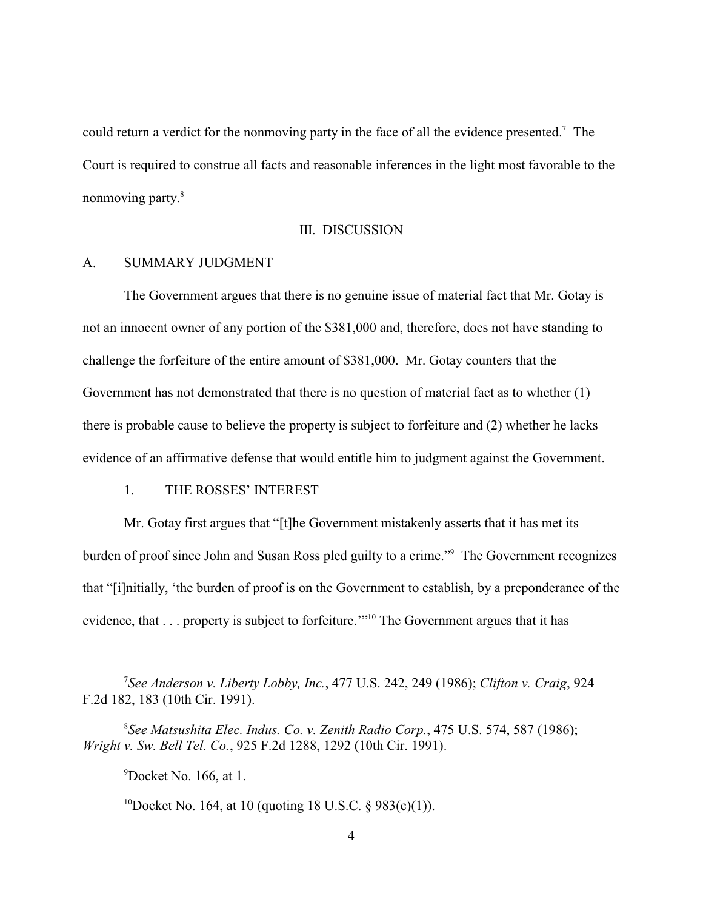could return a verdict for the nonmoving party in the face of all the evidence presented.[7] The Court is required to construe all facts and reasonable inferences in the light most favorable to the nonmoving party.[8]

## III. DISCUSSION

### A. SUMMARY JUDGMENT

The Government argues that there is no genuine issue of material fact that Mr. Gotay is not an innocent owner of any portion of the $381,000 and, therefore, does not have standing to challenge the forfeiture of the entire amount of $381,000. Mr. Gotay counters that the Government has not demonstrated that there is no question of material fact as to whether (1) there is probable cause to believe the property is subject to forfeiture and (2) whether he lacks evidence of an affirmative defense that would entitle him to judgment against the Government.

#### 1. THE ROSSES' INTEREST

Mr. Gotay first argues that "[t]he Government mistakenly asserts that it has met its burden of proof since John and Susan Ross pled guilty to a crime."[9] The Government recognizes that "[i]nitially, 'the burden of proof is on the Government to establish, by a preponderance of the evidence, that . . . property is subject to forfeiture.'"[10] The Government argues that it has

---

[7] *See Anderson v. Liberty Lobby, Inc.*, 477 U.S. 242, 249 (1986); *Clifton v. Craig*, 924 F.2d 182, 183 (10th Cir. 1991).

[8] *See Matsushita Elec. Indus. Co. v. Zenith Radio Corp.*, 475 U.S. 574, 587 (1986); *Wright v. Sw. Bell Tel. Co.*, 925 F.2d 1288, 1292 (10th Cir. 1991).

[9] Docket No. 166, at 1.

[10] Docket No. 164, at 10 (quoting 18 U.S.C. § 983(c)(1)).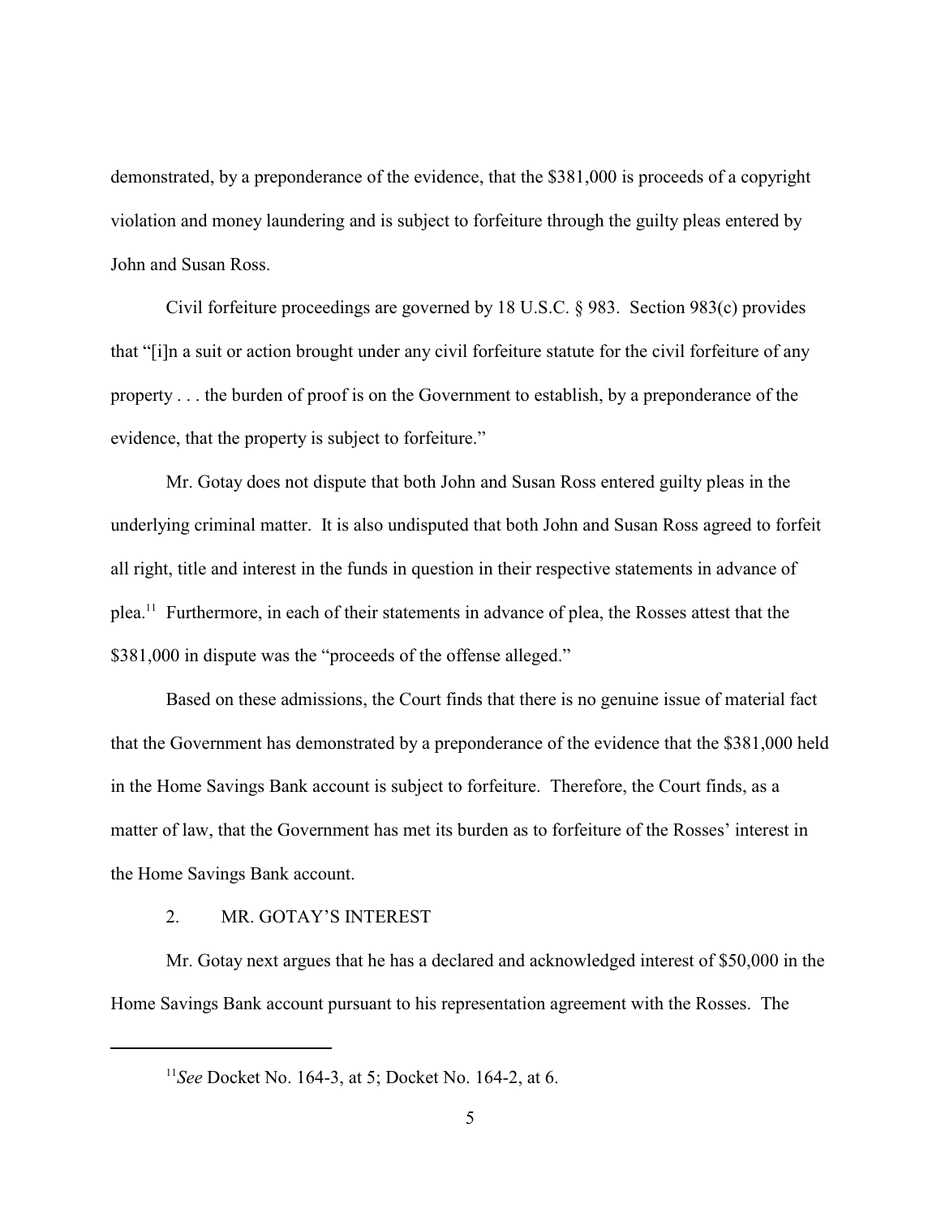demonstrated, by a preponderance of the evidence, that the $381,000 is proceeds of a copyright violation and money laundering and is subject to forfeiture through the guilty pleas entered by John and Susan Ross.

Civil forfeiture proceedings are governed by 18 U.S.C. § 983. Section 983(c) provides that "[i]n a suit or action brought under any civil forfeiture statute for the civil forfeiture of any property . . . the burden of proof is on the Government to establish, by a preponderance of the evidence, that the property is subject to forfeiture."

Mr. Gotay does not dispute that both John and Susan Ross entered guilty pleas in the underlying criminal matter. It is also undisputed that both John and Susan Ross agreed to forfeit all right, title and interest in the funds in question in their respective statements in advance of plea.[11] Furthermore, in each of their statements in advance of plea, the Rosses attest that the $381,000 in dispute was the "proceeds of the offense alleged."

Based on these admissions, the Court finds that there is no genuine issue of material fact that the Government has demonstrated by a preponderance of the evidence that the $381,000 held in the Home Savings Bank account is subject to forfeiture. Therefore, the Court finds, as a matter of law, that the Government has met its burden as to forfeiture of the Rosses' interest in the Home Savings Bank account.

### 2. MR. GOTAY'S INTEREST

Mr. Gotay next argues that he has a declared and acknowledged interest of $50,000 in the Home Savings Bank account pursuant to his representation agreement with the Rosses. The

---

[11] *See* Docket No. 164-3, at 5; Docket No. 164-2, at 6.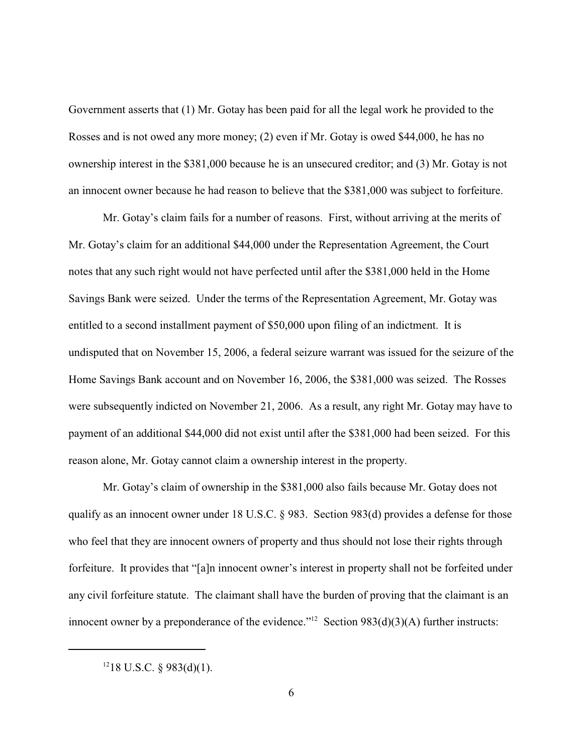Government asserts that (1) Mr. Gotay has been paid for all the legal work he provided to the Rosses and is not owed any more money; (2) even if Mr. Gotay is owed $44,000, he has no ownership interest in the $381,000 because he is an unsecured creditor; and (3) Mr. Gotay is not an innocent owner because he had reason to believe that the $381,000 was subject to forfeiture.

Mr. Gotay's claim fails for a number of reasons. First, without arriving at the merits of Mr. Gotay's claim for an additional $44,000 under the Representation Agreement, the Court notes that any such right would not have perfected until after the $381,000 held in the Home Savings Bank were seized. Under the terms of the Representation Agreement, Mr. Gotay was entitled to a second installment payment of $50,000 upon filing of an indictment. It is undisputed that on November 15, 2006, a federal seizure warrant was issued for the seizure of the Home Savings Bank account and on November 16, 2006, the $381,000 was seized. The Rosses were subsequently indicted on November 21, 2006. As a result, any right Mr. Gotay may have to payment of an additional $44,000 did not exist until after the $381,000 had been seized. For this reason alone, Mr. Gotay cannot claim a ownership interest in the property.

Mr. Gotay's claim of ownership in the $381,000 also fails because Mr. Gotay does not qualify as an innocent owner under 18 U.S.C. § 983. Section 983(d) provides a defense for those who feel that they are innocent owners of property and thus should not lose their rights through forfeiture. It provides that "[a]n innocent owner's interest in property shall not be forfeited under any civil forfeiture statute. The claimant shall have the burden of proving that the claimant is an innocent owner by a preponderance of the evidence."[12] Section 983(d)(3)(A) further instructs:

[12] 18 U.S.C. § 983(d)(1).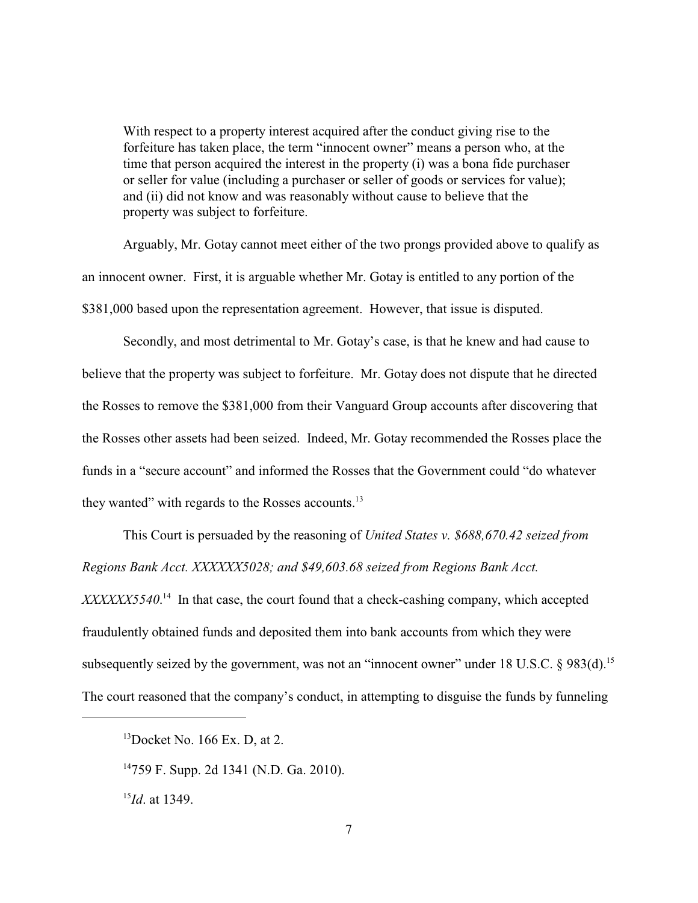> With respect to a property interest acquired after the conduct giving rise to the forfeiture has taken place, the term "innocent owner" means a person who, at the time that person acquired the interest in the property (i) was a bona fide purchaser or seller for value (including a purchaser or seller of goods or services for value); and (ii) did not know and was reasonably without cause to believe that the property was subject to forfeiture.

Arguably, Mr. Gotay cannot meet either of the two prongs provided above to qualify as an innocent owner. First, it is arguable whether Mr. Gotay is entitled to any portion of the $381,000 based upon the representation agreement. However, that issue is disputed.

Secondly, and most detrimental to Mr. Gotay's case, is that he knew and had cause to believe that the property was subject to forfeiture. Mr. Gotay does not dispute that he directed the Rosses to remove the $381,000 from their Vanguard Group accounts after discovering that the Rosses other assets had been seized. Indeed, Mr. Gotay recommended the Rosses place the funds in a "secure account" and informed the Rosses that the Government could "do whatever they wanted" with regards to the Rosses accounts.[13]

This Court is persuaded by the reasoning of *United States v. $688,670.42 seized from Regions Bank Acct. XXXXXX5028; and $49,603.68 seized from Regions Bank Acct. XXXXXX5540*.[14] In that case, the court found that a check-cashing company, which accepted fraudulently obtained funds and deposited them into bank accounts from which they were subsequently seized by the government, was not an "innocent owner" under 18 U.S.C. § 983(d).[15] The court reasoned that the company's conduct, in attempting to disguise the funds by funneling

---

[13] Docket No. 166 Ex. D, at 2.

[14] 759 F. Supp. 2d 1341 (N.D. Ga. 2010).

[15] *Id*. at 1349.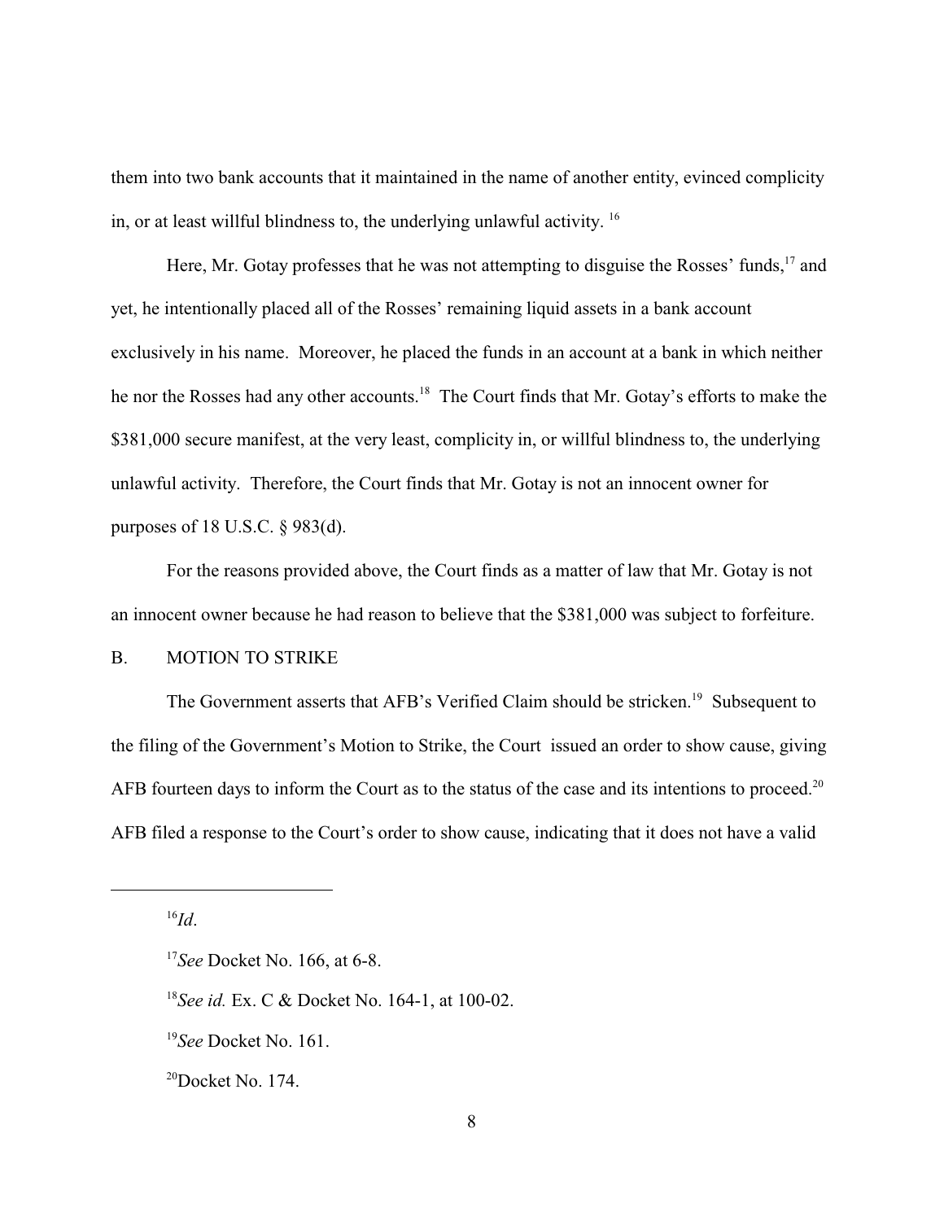them into two bank accounts that it maintained in the name of another entity, evinced complicity in, or at least willful blindness to, the underlying unlawful activity. [16]

Here, Mr. Gotay professes that he was not attempting to disguise the Rosses' funds,[17] and yet, he intentionally placed all of the Rosses' remaining liquid assets in a bank account exclusively in his name. Moreover, he placed the funds in an account at a bank in which neither he nor the Rosses had any other accounts.[18] The Court finds that Mr. Gotay's efforts to make the $381,000 secure manifest, at the very least, complicity in, or willful blindness to, the underlying unlawful activity. Therefore, the Court finds that Mr. Gotay is not an innocent owner for purposes of 18 U.S.C. § 983(d).

For the reasons provided above, the Court finds as a matter of law that Mr. Gotay is not an innocent owner because he had reason to believe that the $381,000 was subject to forfeiture.

B. MOTION TO STRIKE

The Government asserts that AFB's Verified Claim should be stricken.[19] Subsequent to the filing of the Government's Motion to Strike, the Court issued an order to show cause, giving AFB fourteen days to inform the Court as to the status of the case and its intentions to proceed.[20] AFB filed a response to the Court's order to show cause, indicating that it does not have a valid

---

[16] *Id*.

[17] *See* Docket No. 166, at 6-8.

[18] *See id.* Ex. C & Docket No. 164-1, at 100-02.

[19] *See* Docket No. 161.

[20] Docket No. 174.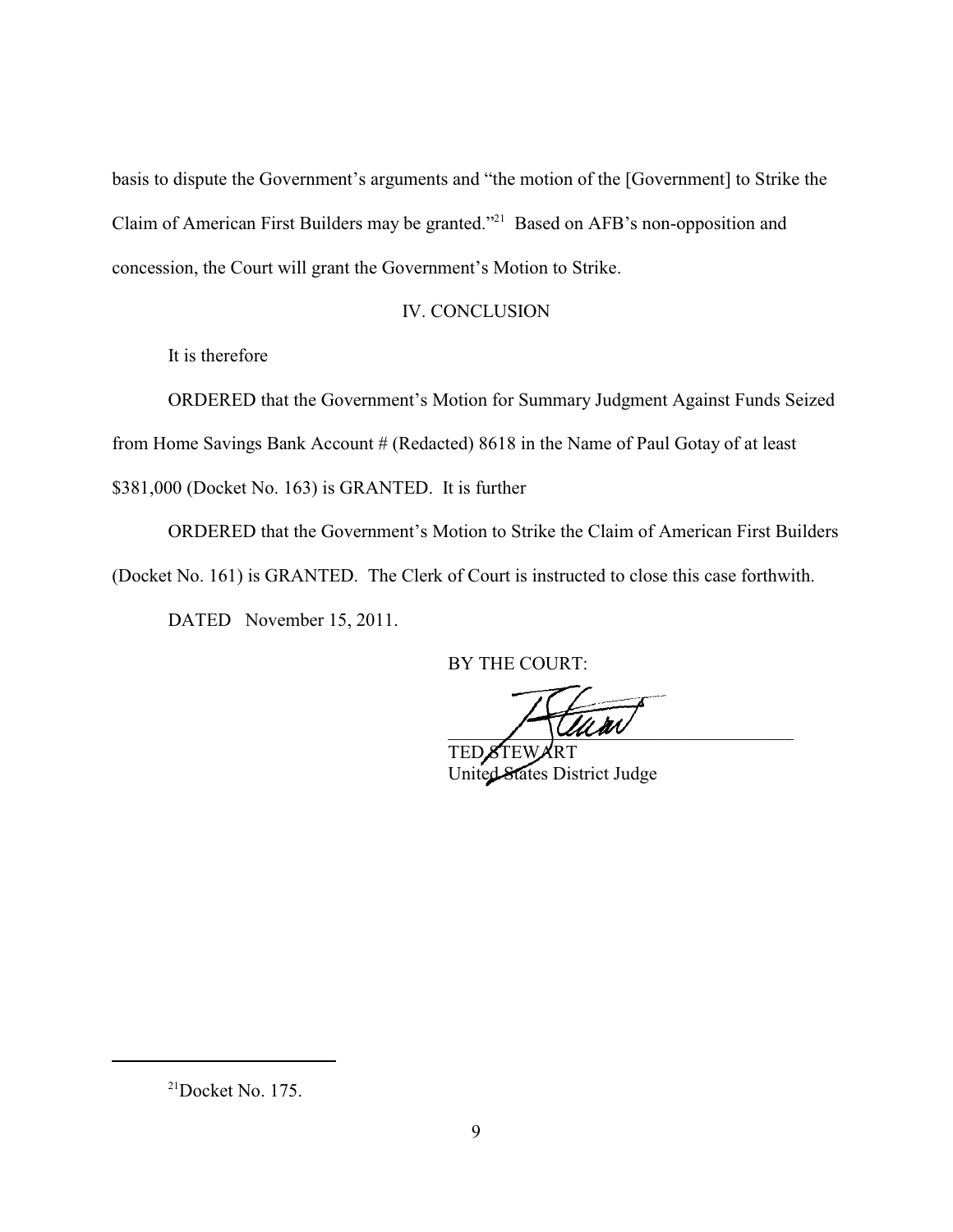basis to dispute the Government's arguments and "the motion of the [Government] to Strike the Claim of American First Builders may be granted."[21] Based on AFB's non-opposition and concession, the Court will grant the Government's Motion to Strike.

## IV. CONCLUSION

It is therefore

ORDERED that the Government's Motion for Summary Judgment Against Funds Seized from Home Savings Bank Account # (Redacted) 8618 in the Name of Paul Gotay of at least $381,000 (Docket No. 163) is GRANTED. It is further

ORDERED that the Government's Motion to Strike the Claim of American First Builders (Docket No. 161) is GRANTED. The Clerk of Court is instructed to close this case forthwith.

DATED November 15, 2011.

BY THE COURT:

TED STEWART
United States District Judge

---

[21] Docket No. 175.